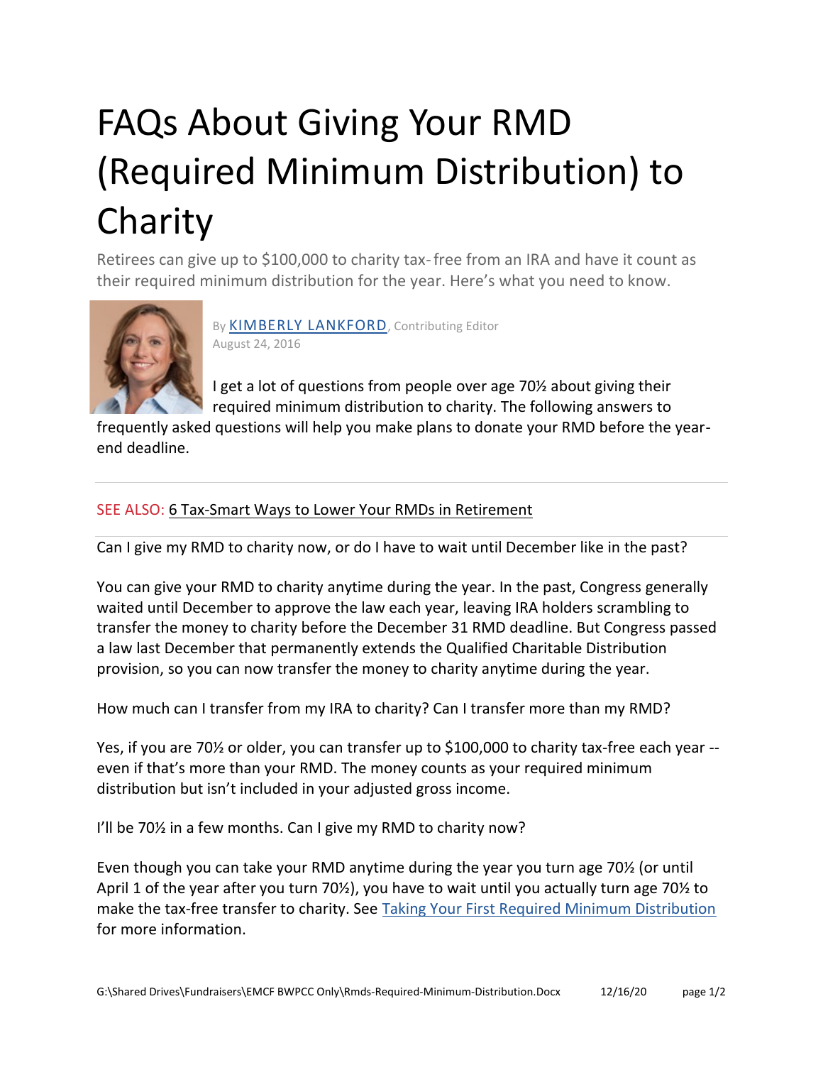# FAQs About Giving Your RMD (Required Minimum Distribution) to Charity

Retirees can give up to $100,000 to charity tax-free from an IRA and have it count as their required minimum distribution for the year. Here's what you need to know.

By [KIMBERLY LANKFORD](), Contributing Editor
August 24, 2016

I get a lot of questions from people over age 70½ about giving their required minimum distribution to charity. The following answers to frequently asked questions will help you make plans to donate your RMD before the year-end deadline.

---

SEE ALSO: 6 Tax-Smart Ways to Lower Your RMDs in Retirement

---

Can I give my RMD to charity now, or do I have to wait until December like in the past?

You can give your RMD to charity anytime during the year. In the past, Congress generally waited until December to approve the law each year, leaving IRA holders scrambling to transfer the money to charity before the December 31 RMD deadline. But Congress passed a law last December that permanently extends the Qualified Charitable Distribution provision, so you can now transfer the money to charity anytime during the year.

How much can I transfer from my IRA to charity? Can I transfer more than my RMD?

Yes, if you are 70½ or older, you can transfer up to $100,000 to charity tax-free each year -- even if that's more than your RMD. The money counts as your required minimum distribution but isn't included in your adjusted gross income.

I'll be 70½ in a few months. Can I give my RMD to charity now?

Even though you can take your RMD anytime during the year you turn age 70½ (or until April 1 of the year after you turn 70½), you have to wait until you actually turn age 70½ to make the tax-free transfer to charity. See [Taking Your First Required Minimum Distribution]() for more information.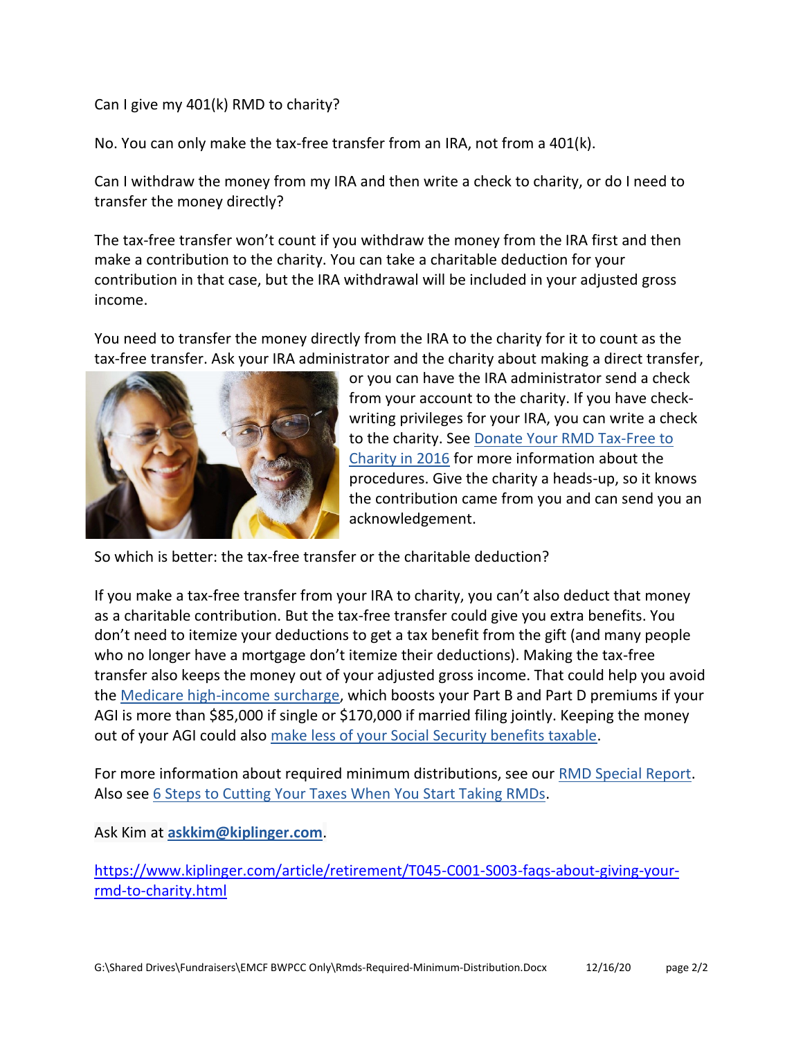Can I give my 401(k) RMD to charity?

No. You can only make the tax-free transfer from an IRA, not from a 401(k).

Can I withdraw the money from my IRA and then write a check to charity, or do I need to transfer the money directly?

The tax-free transfer won't count if you withdraw the money from the IRA first and then make a contribution to the charity. You can take a charitable deduction for your contribution in that case, but the IRA withdrawal will be included in your adjusted gross income.

You need to transfer the money directly from the IRA to the charity for it to count as the tax-free transfer. Ask your IRA administrator and the charity about making a direct transfer, or you can have the IRA administrator send a check from your account to the charity. If you have check-writing privileges for your IRA, you can write a check to the charity. See [Donate Your RMD Tax-Free to Charity in 2016]() for more information about the procedures. Give the charity a heads-up, so it knows the contribution came from you and can send you an acknowledgement.

So which is better: the tax-free transfer or the charitable deduction?

If you make a tax-free transfer from your IRA to charity, you can't also deduct that money as a charitable contribution. But the tax-free transfer could give you extra benefits. You don't need to itemize your deductions to get a tax benefit from the gift (and many people who no longer have a mortgage don't itemize their deductions). Making the tax-free transfer also keeps the money out of your adjusted gross income. That could help you avoid the [Medicare high-income surcharge](), which boosts your Part B and Part D premiums if your AGI is more than $85,000 if single or $170,000 if married filing jointly. Keeping the money out of your AGI could also [make less of your Social Security benefits taxable]().

For more information about required minimum distributions, see our [RMD Special Report](). Also see [6 Steps to Cutting Your Taxes When You Start Taking RMDs]().

Ask Kim at **askkim@kiplinger.com**.

https://www.kiplinger.com/article/retirement/T045-C001-S003-faqs-about-giving-your-rmd-to-charity.html